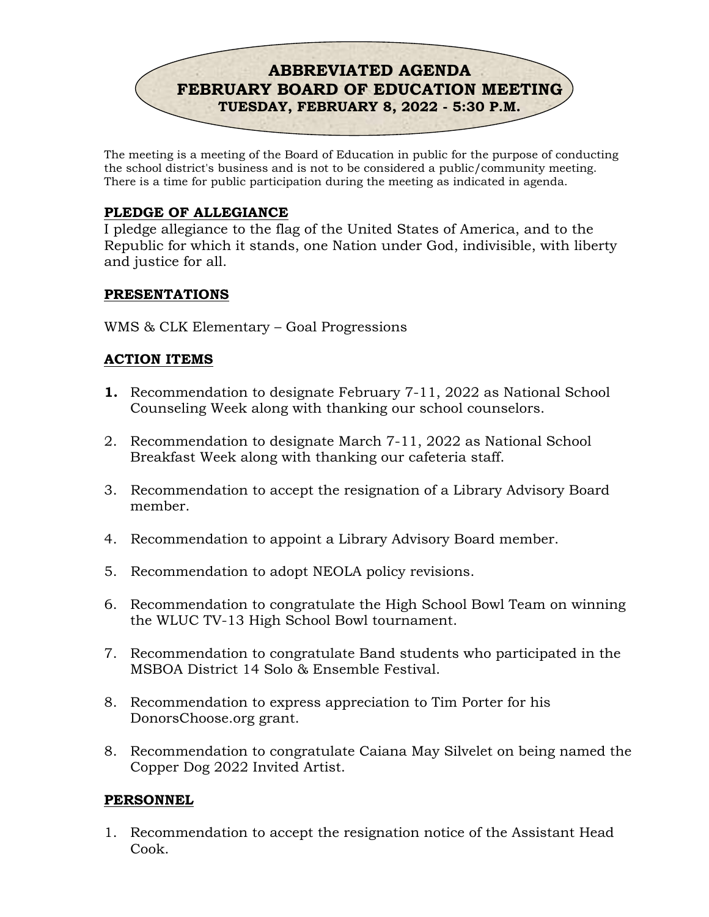# ABBREVIATED AGENDA
# FEBRUARY BOARD OF EDUCATION MEETING
### TUESDAY, FEBRUARY 8, 2022 - 5:30 P.M.

The meeting is a meeting of the Board of Education in public for the purpose of conducting the school district's business and is not to be considered a public/community meeting. There is a time for public participation during the meeting as indicated in agenda.

## PLEDGE OF ALLEGIANCE

I pledge allegiance to the flag of the United States of America, and to the Republic for which it stands, one Nation under God, indivisible, with liberty and justice for all.

## PRESENTATIONS

WMS & CLK Elementary – Goal Progressions

## ACTION ITEMS

1. Recommendation to designate February 7-11, 2022 as National School Counseling Week along with thanking our school counselors.
2. Recommendation to designate March 7-11, 2022 as National School Breakfast Week along with thanking our cafeteria staff.
3. Recommendation to accept the resignation of a Library Advisory Board member.
4. Recommendation to appoint a Library Advisory Board member.
5. Recommendation to adopt NEOLA policy revisions.
6. Recommendation to congratulate the High School Bowl Team on winning the WLUC TV-13 High School Bowl tournament.
7. Recommendation to congratulate Band students who participated in the MSBOA District 14 Solo & Ensemble Festival.
8. Recommendation to express appreciation to Tim Porter for his DonorsChoose.org grant.

8\. Recommendation to congratulate Caiana May Silvelet on being named the Copper Dog 2022 Invited Artist.

## PERSONNEL

1. Recommendation to accept the resignation notice of the Assistant Head Cook.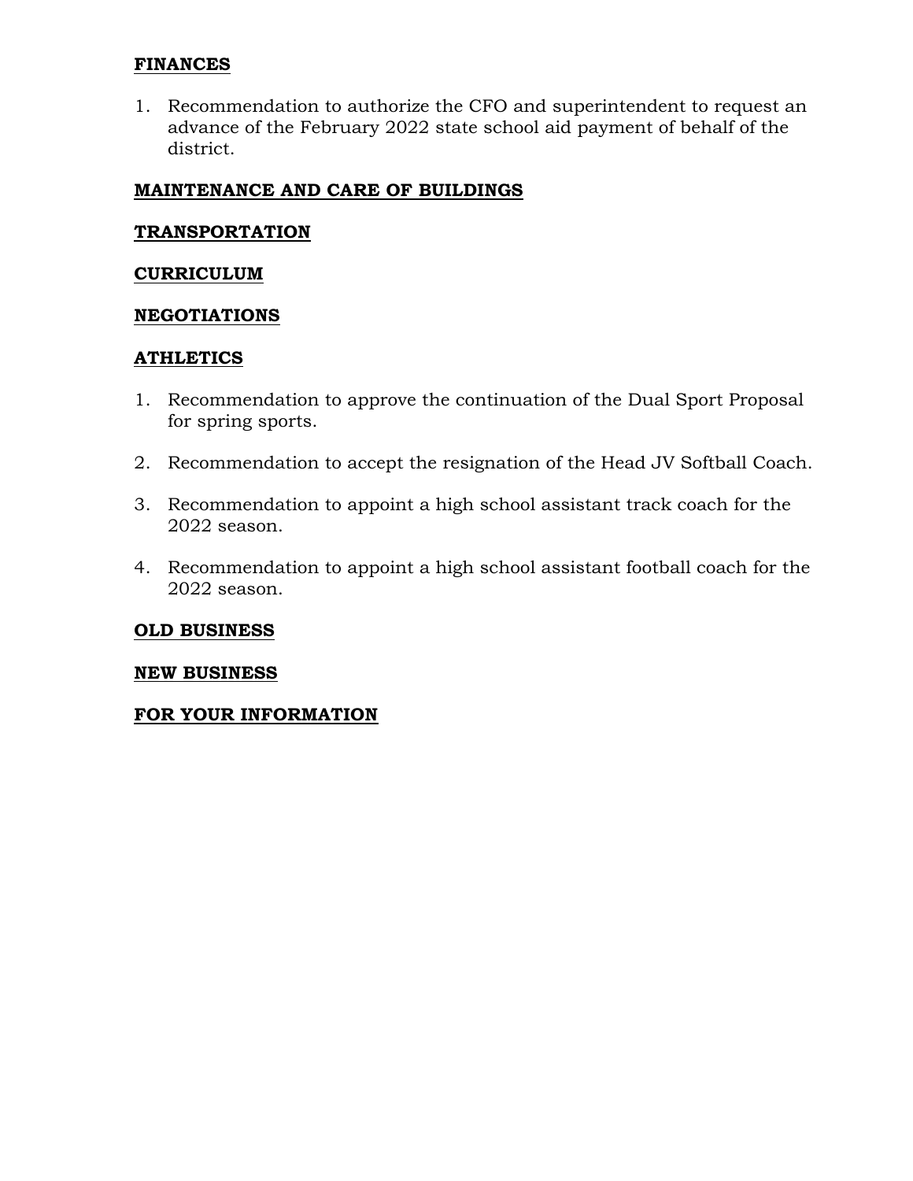**FINANCES**

1. Recommendation to authorize the CFO and superintendent to request an advance of the February 2022 state school aid payment of behalf of the district.

**MAINTENANCE AND CARE OF BUILDINGS**

**TRANSPORTATION**

**CURRICULUM**

**NEGOTIATIONS**

**ATHLETICS**

1. Recommendation to approve the continuation of the Dual Sport Proposal for spring sports.
2. Recommendation to accept the resignation of the Head JV Softball Coach.
3. Recommendation to appoint a high school assistant track coach for the 2022 season.
4. Recommendation to appoint a high school assistant football coach for the 2022 season.

**OLD BUSINESS**

**NEW BUSINESS**

**FOR YOUR INFORMATION**